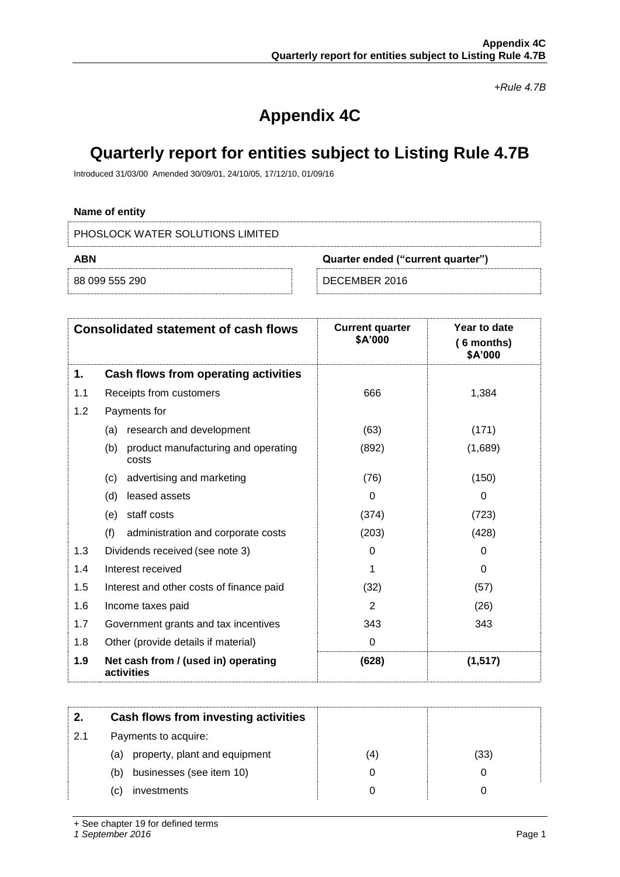*+Rule 4.7B*

# Appendix 4C

# Quarterly report for entities subject to Listing Rule 4.7B

Introduced 31/03/00 Amended 30/09/01, 24/10/05, 17/12/10, 01/09/16

**Name of entity**

| PHOSLOCK WATER SOLUTIONS LIMITED | |
|---|---|
| **ABN** | **Quarter ended ("current quarter")** |
| 88 099 555 290 | DECEMBER 2016 |

| | **Consolidated statement of cash flows** | **Current quarter \$A'000** | **Year to date ( 6 months) \$A'000** |
|---|---|---|---|
| **1.** | **Cash flows from operating activities** | | |
| 1.1 | Receipts from customers | 666 | 1,384 |
| 1.2 | Payments for | | |
| | (a) research and development | (63) | (171) |
| | (b) product manufacturing and operating costs | (892) | (1,689) |
| | (c) advertising and marketing | (76) | (150) |
| | (d) leased assets | 0 | 0 |
| | (e) staff costs | (374) | (723) |
| | (f) administration and corporate costs | (203) | (428) |
| 1.3 | Dividends received (see note 3) | 0 | 0 |
| 1.4 | Interest received | 1 | 0 |
| 1.5 | Interest and other costs of finance paid | (32) | (57) |
| 1.6 | Income taxes paid | 2 | (26) |
| 1.7 | Government grants and tax incentives | 343 | 343 |
| 1.8 | Other (provide details if material) | 0 | |
| **1.9** | **Net cash from / (used in) operating activities** | **(628)** | **(1,517)** |

| **2.** | **Cash flows from investing activities** | | |
|---|---|---|---|
| 2.1 | Payments to acquire: | | |
| | (a) property, plant and equipment | (4) | (33) |
| | (b) businesses (see item 10) | 0 | 0 |
| | (c) investments | 0 | 0 |

+ See chapter 19 for defined terms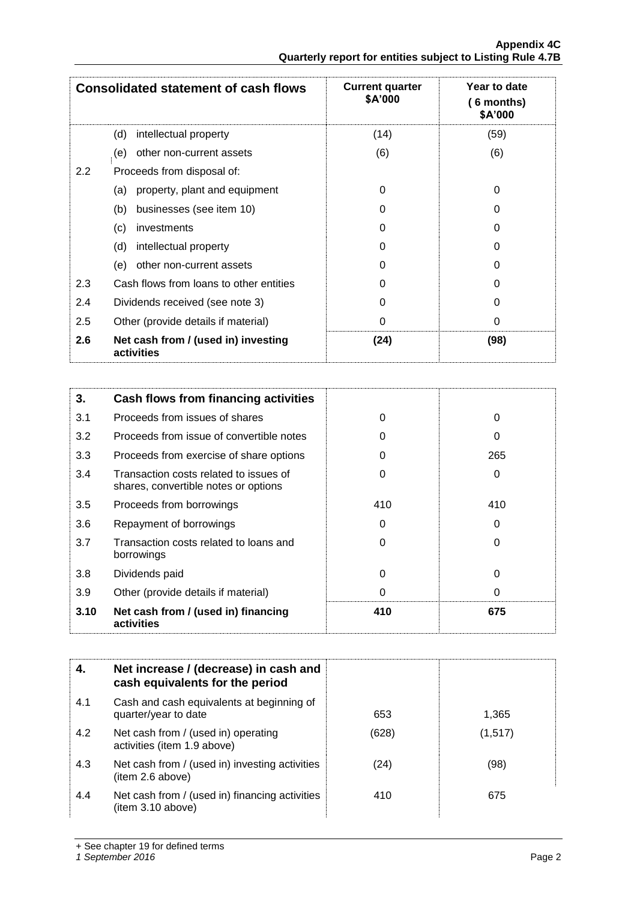| Consolidated statement of cash flows | | Current quarter $A'000 | Year to date (6 months) $A'000 |
|---|---|---|---|
| | (d) intellectual property | (14) | (59) |
| | (e) other non-current assets | (6) | (6) |
| 2.2 | Proceeds from disposal of: | | |
| | (a) property, plant and equipment | 0 | 0 |
| | (b) businesses (see item 10) | 0 | 0 |
| | (c) investments | 0 | 0 |
| | (d) intellectual property | 0 | 0 |
| | (e) other non-current assets | 0 | 0 |
| 2.3 | Cash flows from loans to other entities | 0 | 0 |
| 2.4 | Dividends received (see note 3) | 0 | 0 |
| 2.5 | Other (provide details if material) | 0 | 0 |
| **2.6** | **Net cash from / (used in) investing activities** | **(24)** | **(98)** |

| **3.** | **Cash flows from financing activities** | | |
|---|---|---|---|
| 3.1 | Proceeds from issues of shares | 0 | 0 |
| 3.2 | Proceeds from issue of convertible notes | 0 | 0 |
| 3.3 | Proceeds from exercise of share options | 0 | 265 |
| 3.4 | Transaction costs related to issues of shares, convertible notes or options | 0 | 0 |
| 3.5 | Proceeds from borrowings | 410 | 410 |
| 3.6 | Repayment of borrowings | 0 | 0 |
| 3.7 | Transaction costs related to loans and borrowings | 0 | 0 |
| 3.8 | Dividends paid | 0 | 0 |
| 3.9 | Other (provide details if material) | 0 | 0 |
| **3.10** | **Net cash from / (used in) financing activities** | **410** | **675** |

| **4.** | **Net increase / (decrease) in cash and cash equivalents for the period** | | |
|---|---|---|---|
| 4.1 | Cash and cash equivalents at beginning of quarter/year to date | 653 | 1,365 |
| 4.2 | Net cash from / (used in) operating activities (item 1.9 above) | (628) | (1,517) |
| 4.3 | Net cash from / (used in) investing activities (item 2.6 above) | (24) | (98) |
| 4.4 | Net cash from / (used in) financing activities (item 3.10 above) | 410 | 675 |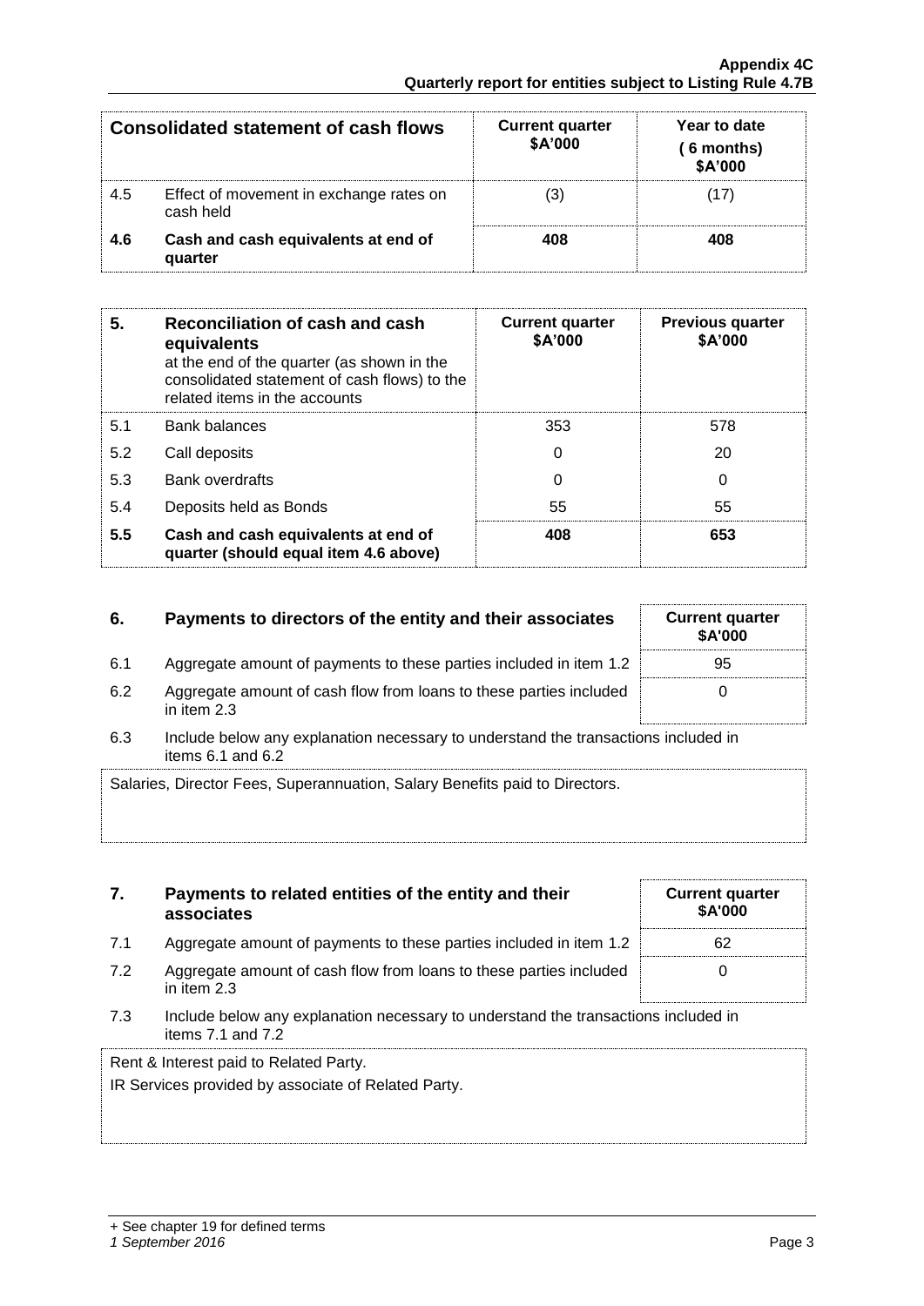| Consolidated statement of cash flows | | Current quarter $A'000 | Year to date (6 months) $A'000 |
|---|---|---|---|
| 4.5 | Effect of movement in exchange rates on cash held | (3) | (17) |
| **4.6** | **Cash and cash equivalents at end of quarter** | **408** | **408** |

| **5.** | **Reconciliation of cash and cash equivalents** at the end of the quarter (as shown in the consolidated statement of cash flows) to the related items in the accounts | **Current quarter $A'000** | **Previous quarter $A'000** |
|---|---|---|---|
| 5.1 | Bank balances | 353 | 578 |
| 5.2 | Call deposits | 0 | 20 |
| 5.3 | Bank overdrafts | 0 | 0 |
| 5.4 | Deposits held as Bonds | 55 | 55 |
| **5.5** | **Cash and cash equivalents at end of quarter (should equal item 4.6 above)** | **408** | **653** |

| **6.** | **Payments to directors of the entity and their associates** | **Current quarter $A'000** |
|---|---|---|
| 6.1 | Aggregate amount of payments to these parties included in item 1.2 | 95 |
| 6.2 | Aggregate amount of cash flow from loans to these parties included in item 2.3 | 0 |

6.3 Include below any explanation necessary to understand the transactions included in items 6.1 and 6.2

Salaries, Director Fees, Superannuation, Salary Benefits paid to Directors.

| **7.** | **Payments to related entities of the entity and their associates** | **Current quarter $A'000** |
|---|---|---|
| 7.1 | Aggregate amount of payments to these parties included in item 1.2 | 62 |
| 7.2 | Aggregate amount of cash flow from loans to these parties included in item 2.3 | 0 |

7.3 Include below any explanation necessary to understand the transactions included in items 7.1 and 7.2

Rent & Interest paid to Related Party.

IR Services provided by associate of Related Party.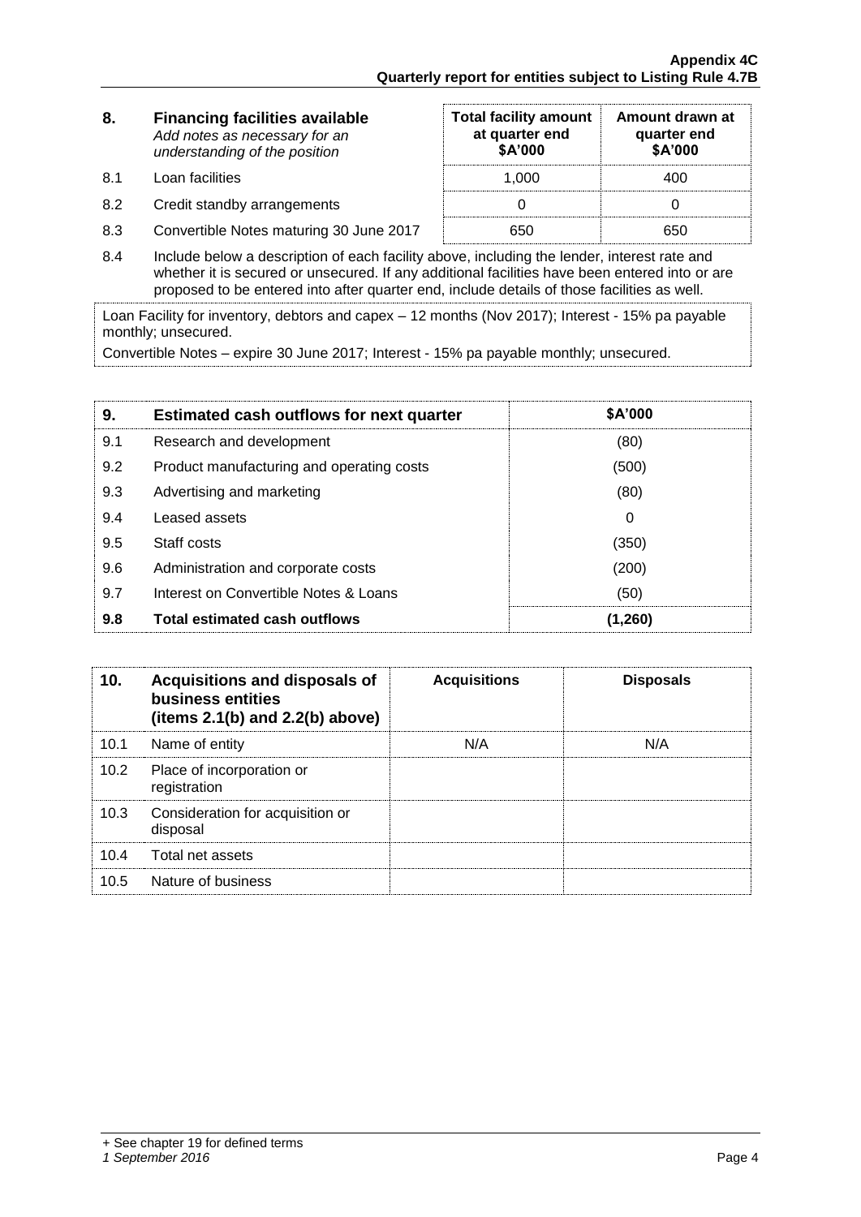| 8. | Financing facilities available<br>*Add notes as necessary for an understanding of the position* | Total facility amount at quarter end<br>$A'000 | Amount drawn at quarter end<br>$A'000 |
|---|---|---|---|
| 8.1 | Loan facilities | 1,000 | 400 |
| 8.2 | Credit standby arrangements | 0 | 0 |
| 8.3 | Convertible Notes maturing 30 June 2017 | 650 | 650 |

8.4 Include below a description of each facility above, including the lender, interest rate and whether it is secured or unsecured. If any additional facilities have been entered into or are proposed to be entered into after quarter end, include details of those facilities as well.

Loan Facility for inventory, debtors and capex – 12 months (Nov 2017); Interest - 15% pa payable monthly; unsecured.

Convertible Notes – expire 30 June 2017; Interest - 15% pa payable monthly; unsecured.

| 9. | Estimated cash outflows for next quarter | $A'000 |
|---|---|---|
| 9.1 | Research and development | (80) |
| 9.2 | Product manufacturing and operating costs | (500) |
| 9.3 | Advertising and marketing | (80) |
| 9.4 | Leased assets | 0 |
| 9.5 | Staff costs | (350) |
| 9.6 | Administration and corporate costs | (200) |
| 9.7 | Interest on Convertible Notes & Loans | (50) |
| **9.8** | **Total estimated cash outflows** | **(1,260)** |

| 10. | Acquisitions and disposals of business entities (items 2.1(b) and 2.2(b) above) | Acquisitions | Disposals |
|---|---|---|---|
| 10.1 | Name of entity | N/A | N/A |
| 10.2 | Place of incorporation or registration | | |
| 10.3 | Consideration for acquisition or disposal | | |
| 10.4 | Total net assets | | |
| 10.5 | Nature of business | | |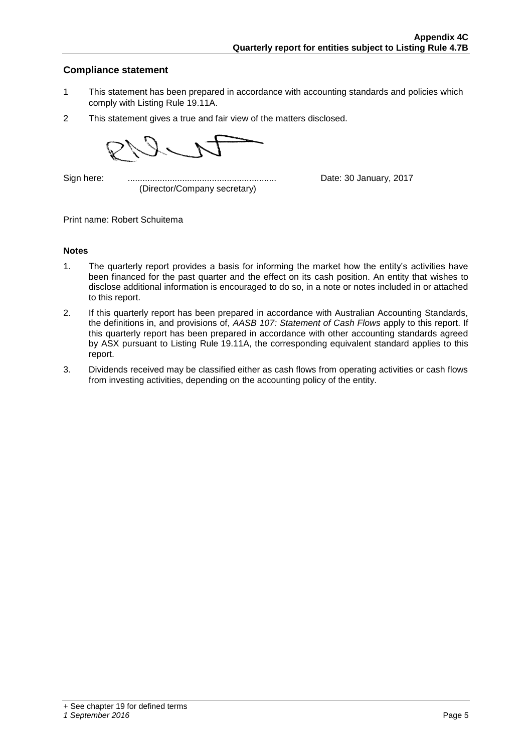## Compliance statement

1 This statement has been prepared in accordance with accounting standards and policies which comply with Listing Rule 19.11A.

2 This statement gives a true and fair view of the matters disclosed.

Sign here: ............................................................ Date: 30 January, 2017
(Director/Company secretary)

Print name: Robert Schuitema

### Notes

1. The quarterly report provides a basis for informing the market how the entity's activities have been financed for the past quarter and the effect on its cash position. An entity that wishes to disclose additional information is encouraged to do so, in a note or notes included in or attached to this report.

2. If this quarterly report has been prepared in accordance with Australian Accounting Standards, the definitions in, and provisions of, *AASB 107: Statement of Cash Flows* apply to this report. If this quarterly report has been prepared in accordance with other accounting standards agreed by ASX pursuant to Listing Rule 19.11A, the corresponding equivalent standard applies to this report.

3. Dividends received may be classified either as cash flows from operating activities or cash flows from investing activities, depending on the accounting policy of the entity.